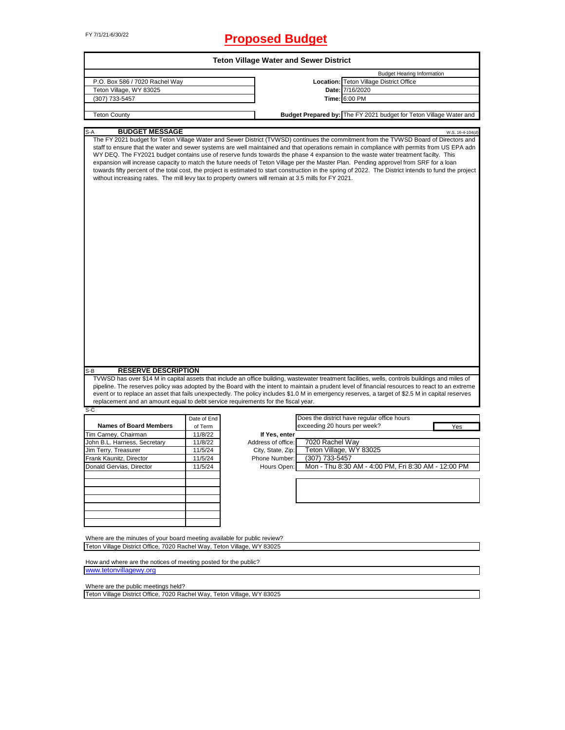FY 7/1/21-6/30/22

# Proposed Budget

## Teton Village Water and Sewer District

| | | |
|---|---|---|
| P.O. Box 586 / 7020 Rachel Way | | Budget Hearing Information |
| Teton Village, WY 83025 | **Location:** | Teton Village District Office |
| (307) 733-5457 | **Date:** | 7/16/2020 |
| | **Time:** | 6:00 PM |
| Teton County | **Budget Prepared by:** | The FY 2021 budget for Teton Village Water and |

### S-A BUDGET MESSAGE

W.S. 16-4-104(d)

The FY 2021 budget for Teton Village Water and Sewer District (TVWSD) continues the commitment from the TVWSD Board of Directors and staff to ensure that the water and sewer systems are well maintained and that operations remain in compliance with permits from US EPA adn WY DEQ. The FY2021 budget contains use of reserve funds towards the phase 4 expansion to the waste water treatment facilty. This expansion will increase capacity to match the future needs of Teton Village per the Master Plan. Pending approvel from SRF for a loan towards fifty percent of the total cost, the project is estimated to start construction in the spring of 2022. The District intends to fund the project without increasing rates. The mill levy tax to property owners will remain at 3.5 mills for FY 2021.

### S-B RESERVE DESCRIPTION

TVWSD has over $14 M in capital assets that include an office building, wastewater treatment facilities, wells, controls buildings and miles of pipeline. The reserves policy was adopted by the Board with the intent to maintain a prudent level of financial resources to react to an extreme event or to replace an asset that fails unexpectedly. The policy includes $1.0 M in emergency reserves, a target of $2.5 M in capital reserves replacement and an amount equal to debt service requirements for the fiscal year.

### S-C

| Names of Board Members | Date of End of Term |
|---|---|
| Tim Carney, Chairman | 11/8/22 |
| John B.L. Harness, Secretary | 11/8/22 |
| Jim Terry, Treasurer | 11/5/24 |
| Frank Kaunitz, Director | 11/5/24 |
| Donald Gervias, Director | 11/5/24 |

Does the district have regular office hours exceeding 20 hours per week? **Yes**

**If Yes, enter**

| | |
|---|---|
| Address of office: | 7020 Rachel Way |
| City, State, Zip: | Teton Village, WY 83025 |
| Phone Number: | (307) 733-5457 |
| Hours Open: | Mon - Thu 8:30 AM - 4:00 PM, Fri 8:30 AM - 12:00 PM |

Where are the minutes of your board meeting available for public review?
Teton Village District Office, 7020 Rachel Way, Teton Village, WY 83025

How and where are the notices of meeting posted for the public?
www.tetonvillagewy.org

Where are the public meetings held?
Teton Village District Office, 7020 Rachel Way, Teton Village, WY 83025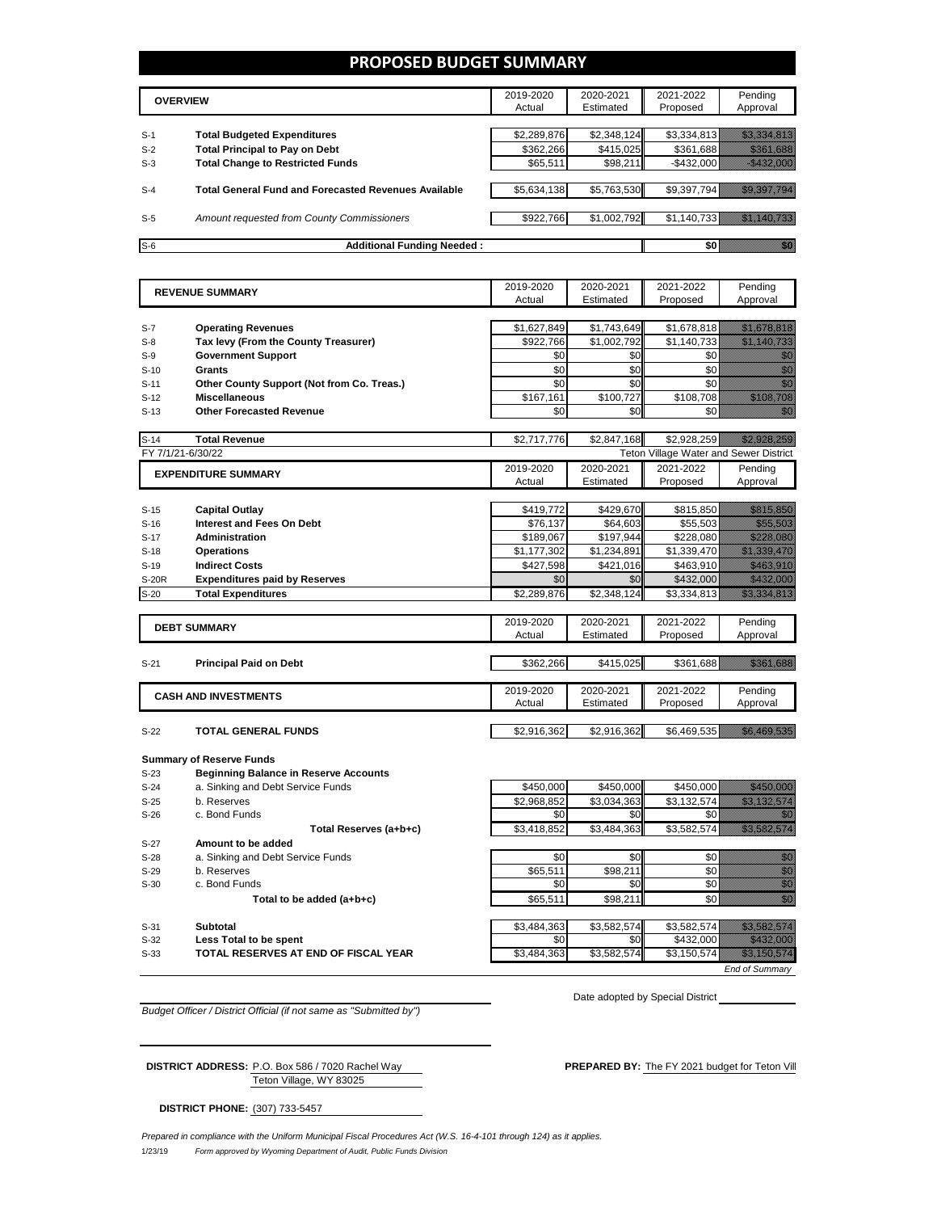# PROPOSED BUDGET SUMMARY

| | OVERVIEW | 2019-2020 Actual | 2020-2021 Estimated | 2021-2022 Proposed | Pending Approval |
|---|---|---|---|---|---|
| S-1 | **Total Budgeted Expenditures** | $2,289,876 | $2,348,124 | $3,334,813 | $3,334,813 |
| S-2 | **Total Principal to Pay on Debt** | $362,266 | $415,025 | $361,688 | $361,688 |
| S-3 | **Total Change to Restricted Funds** | $65,511 | $98,211 | -$432,000 | -$432,000 |
| S-4 | **Total General Fund and Forecasted Revenues Available** | $5,634,138 | $5,763,530 | $9,397,794 | $9,397,794 |
| S-5 | *Amount requested from County Commissioners* | $922,766 | $1,002,792 | $1,140,733 | $1,140,733 |
| S-6 | **Additional Funding Needed :** | | | $0 | $0 |

| | REVENUE SUMMARY | 2019-2020 Actual | 2020-2021 Estimated | 2021-2022 Proposed | Pending Approval |
|---|---|---|---|---|---|
| S-7 | **Operating Revenues** | $1,627,849 | $1,743,649 | $1,678,818 | $1,678,818 |
| S-8 | **Tax levy (From the County Treasurer)** | $922,766 | $1,002,792 | $1,140,733 | $1,140,733 |
| S-9 | **Government Support** | $0 | $0 | $0 | $0 |
| S-10 | **Grants** | $0 | $0 | $0 | $0 |
| S-11 | **Other County Support (Not from Co. Treas.)** | $0 | $0 | $0 | $0 |
| S-12 | **Miscellaneous** | $167,161 | $100,727 | $108,708 | $108,708 |
| S-13 | **Other Forecasted Revenue** | $0 | $0 | $0 | $0 |
| S-14 | **Total Revenue** | $2,717,776 | $2,847,168 | $2,928,259 | $2,928,259 |

FY 7/1/21-6/30/22 — Teton Village Water and Sewer District

| | EXPENDITURE SUMMARY | 2019-2020 Actual | 2020-2021 Estimated | 2021-2022 Proposed | Pending Approval |
|---|---|---|---|---|---|
| S-15 | **Capital Outlay** | $419,772 | $429,670 | $815,850 | $815,850 |
| S-16 | **Interest and Fees On Debt** | $76,137 | $64,603 | $55,503 | $55,503 |
| S-17 | **Administration** | $189,067 | $197,944 | $228,080 | $228,080 |
| S-18 | **Operations** | $1,177,302 | $1,234,891 | $1,339,470 | $1,339,470 |
| S-19 | **Indirect Costs** | $427,598 | $421,016 | $463,910 | $463,910 |
| S-20R | **Expenditures paid by Reserves** | $0 | $0 | $432,000 | $432,000 |
| S-20 | **Total Expenditures** | $2,289,876 | $2,348,124 | $3,334,813 | $3,334,813 |

| | DEBT SUMMARY | 2019-2020 Actual | 2020-2021 Estimated | 2021-2022 Proposed | Pending Approval |
|---|---|---|---|---|---|
| S-21 | **Principal Paid on Debt** | $362,266 | $415,025 | $361,688 | $361,688 |

| | CASH AND INVESTMENTS | 2019-2020 Actual | 2020-2021 Estimated | 2021-2022 Proposed | Pending Approval |
|---|---|---|---|---|---|
| S-22 | **TOTAL GENERAL FUNDS** | $2,916,362 | $2,916,362 | $6,469,535 | $6,469,535 |

**Summary of Reserve Funds**

| | | 2019-2020 Actual | 2020-2021 Estimated | 2021-2022 Proposed | Pending Approval |
|---|---|---|---|---|---|
| S-23 | **Beginning Balance in Reserve Accounts** | | | | |
| S-24 | a. Sinking and Debt Service Funds | $450,000 | $450,000 | $450,000 | $450,000 |
| S-25 | b. Reserves | $2,968,852 | $3,034,363 | $3,132,574 | $3,132,574 |
| S-26 | c. Bond Funds | $0 | $0 | $0 | $0 |
| | **Total Reserves (a+b+c)** | $3,418,852 | $3,484,363 | $3,582,574 | $3,582,574 |
| S-27 | **Amount to be added** | | | | |
| S-28 | a. Sinking and Debt Service Funds | $0 | $0 | $0 | $0 |
| S-29 | b. Reserves | $65,511 | $98,211 | $0 | $0 |
| S-30 | c. Bond Funds | $0 | $0 | $0 | $0 |
| | **Total to be added (a+b+c)** | $65,511 | $98,211 | $0 | $0 |
| S-31 | **Subtotal** | $3,484,363 | $3,582,574 | $3,582,574 | $3,582,574 |
| S-32 | **Less Total to be spent** | $0 | $0 | $432,000 | $432,000 |
| S-33 | **TOTAL RESERVES AT END OF FISCAL YEAR** | $3,484,363 | $3,582,574 | $3,150,574 | $3,150,574 |

*End of Summary*

*Budget Officer / District Official (if not same as "Submitted by")*

Date adopted by Special District

**DISTRICT ADDRESS:** P.O. Box 586 / 7020 Rachel Way
Teton Village, WY 83025

**PREPARED BY:** The FY 2021 budget for Teton Vill

**DISTRICT PHONE:** (307) 733-5457

*Prepared in compliance with the Uniform Municipal Fiscal Procedures Act (W.S. 16-4-101 through 124) as it applies.*

1/23/19 *Form approved by Wyoming Department of Audit, Public Funds Division*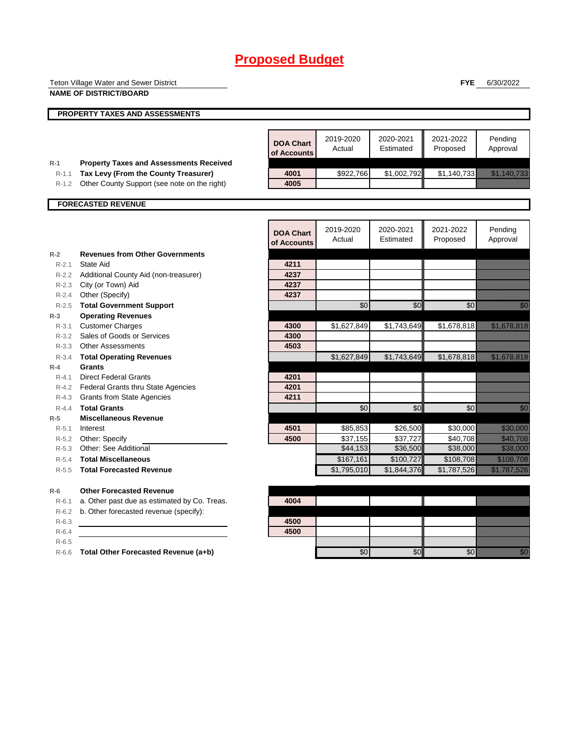# Proposed Budget

Teton Village Water and Sewer District
**NAME OF DISTRICT/BOARD**

**FYE** 6/30/2022

## PROPERTY TAXES AND ASSESSMENTS

| | | DOA Chart of Accounts | 2019-2020 Actual | 2020-2021 Estimated | 2021-2022 Proposed | Pending Approval |
|---|---|---|---|---|---|---|
| R-1 | **Property Taxes and Assessments Received** | | | | | |
| R-1.1 | **Tax Levy (From the County Treasurer)** | 4001 | $922,766 | $1,002,792 | $1,140,733 | $1,140,733 |
| R-1.2 | Other County Support (see note on the right) | 4005 | | | | |

## FORECASTED REVENUE

| | | DOA Chart of Accounts | 2019-2020 Actual | 2020-2021 Estimated | 2021-2022 Proposed | Pending Approval |
|---|---|---|---|---|---|---|
| R-2 | **Revenues from Other Governments** | | | | | |
| R-2.1 | State Aid | 4211 | | | | |
| R-2.2 | Additional County Aid (non-treasurer) | 4237 | | | | |
| R-2.3 | City (or Town) Aid | 4237 | | | | |
| R-2.4 | Other (Specify) | 4237 | | | | |
| R-2.5 | **Total Government Support** | | $0 | $0 | $0 | $0 |
| R-3 | **Operating Revenues** | | | | | |
| R-3.1 | Customer Charges | 4300 | $1,627,849 | $1,743,649 | $1,678,818 | $1,678,818 |
| R-3.2 | Sales of Goods or Services | 4300 | | | | |
| R-3.3 | Other Assessments | 4503 | | | | |
| R-3.4 | **Total Operating Revenues** | | $1,627,849 | $1,743,649 | $1,678,818 | $1,678,818 |
| R-4 | **Grants** | | | | | |
| R-4.1 | Direct Federal Grants | 4201 | | | | |
| R-4.2 | Federal Grants thru State Agencies | 4201 | | | | |
| R-4.3 | Grants from State Agencies | 4211 | | | | |
| R-4.4 | **Total Grants** | | $0 | $0 | $0 | $0 |
| R-5 | **Miscellaneous Revenue** | | | | | |
| R-5.1 | Interest | 4501 | $85,853 | $26,500 | $30,000 | $30,000 |
| R-5.2 | Other: Specify | 4500 | $37,155 | $37,727 | $40,708 | $40,708 |
| R-5.3 | Other: See Additional | | $44,153 | $36,500 | $38,000 | $38,000 |
| R-5.4 | **Total Miscellaneous** | | $167,161 | $100,727 | $108,708 | $108,708 |
| R-5.5 | **Total Forecasted Revenue** | | $1,795,010 | $1,844,376 | $1,787,526 | $1,787,526 |
| R-6 | **Other Forecasted Revenue** | | | | | |
| R-6.1 | a. Other past due as estimated by Co. Treas. | 4004 | | | | |
| R-6.2 | b. Other forecasted revenue (specify): | | | | | |
| R-6.3 | | 4500 | | | | |
| R-6.4 | | 4500 | | | | |
| R-6.5 | | | | | | |
| R-6.6 | **Total Other Forecasted Revenue (a+b)** | | $0 | $0 | $0 | $0 |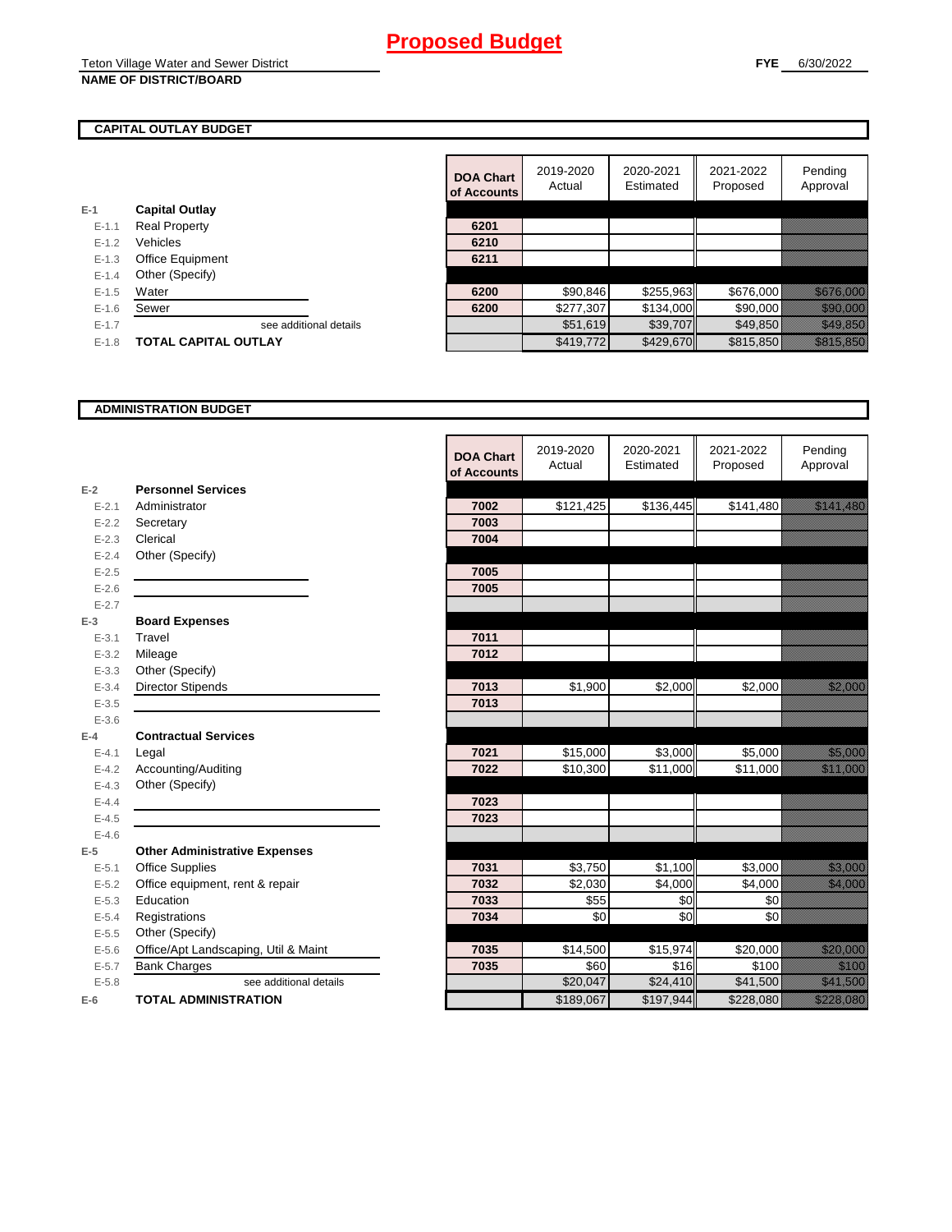# Proposed Budget

Teton Village Water and Sewer District
**NAME OF DISTRICT/BOARD**

**FYE** 6/30/2022

## CAPITAL OUTLAY BUDGET

| | | DOA Chart of Accounts | 2019-2020 Actual | 2020-2021 Estimated | 2021-2022 Proposed | Pending Approval |
|---|---|---|---|---|---|---|
| E-1 | **Capital Outlay** | | | | | |
| E-1.1 | Real Property | 6201 | | | | |
| E-1.2 | Vehicles | 6210 | | | | |
| E-1.3 | Office Equipment | 6211 | | | | |
| E-1.4 | Other (Specify) | | | | | |
| E-1.5 | Water | 6200 | $90,846 | $255,963 | $676,000 | $676,000 |
| E-1.6 | Sewer | 6200 | $277,307 | $134,000 | $90,000 | $90,000 |
| E-1.7 | see additional details | | $51,619 | $39,707 | $49,850 | $49,850 |
| E-1.8 | **TOTAL CAPITAL OUTLAY** | | $419,772 | $429,670 | $815,850 | $815,850 |

## ADMINISTRATION BUDGET

| | | DOA Chart of Accounts | 2019-2020 Actual | 2020-2021 Estimated | 2021-2022 Proposed | Pending Approval |
|---|---|---|---|---|---|---|
| E-2 | **Personnel Services** | | | | | |
| E-2.1 | Administrator | 7002 | $121,425 | $136,445 | $141,480 | $141,480 |
| E-2.2 | Secretary | 7003 | | | | |
| E-2.3 | Clerical | 7004 | | | | |
| E-2.4 | Other (Specify) | | | | | |
| E-2.5 | | 7005 | | | | |
| E-2.6 | | 7005 | | | | |
| E-2.7 | | | | | | |
| E-3 | **Board Expenses** | | | | | |
| E-3.1 | Travel | 7011 | | | | |
| E-3.2 | Mileage | 7012 | | | | |
| E-3.3 | Other (Specify) | | | | | |
| E-3.4 | Director Stipends | 7013 | $1,900 | $2,000 | $2,000 | $2,000 |
| E-3.5 | | 7013 | | | | |
| E-3.6 | | | | | | |
| E-4 | **Contractual Services** | | | | | |
| E-4.1 | Legal | 7021 | $15,000 | $3,000 | $5,000 | $5,000 |
| E-4.2 | Accounting/Auditing | 7022 | $10,300 | $11,000 | $11,000 | $11,000 |
| E-4.3 | Other (Specify) | | | | | |
| E-4.4 | | 7023 | | | | |
| E-4.5 | | 7023 | | | | |
| E-4.6 | | | | | | |
| E-5 | **Other Administrative Expenses** | | | | | |
| E-5.1 | Office Supplies | 7031 | $3,750 | $1,100 | $3,000 | $3,000 |
| E-5.2 | Office equipment, rent & repair | 7032 | $2,030 | $4,000 | $4,000 | $4,000 |
| E-5.3 | Education | 7033 | $55 | $0 | $0 | |
| E-5.4 | Registrations | 7034 | $0 | $0 | $0 | |
| E-5.5 | Other (Specify) | | | | | |
| E-5.6 | Office/Apt Landscaping, Util & Maint | 7035 | $14,500 | $15,974 | $20,000 | $20,000 |
| E-5.7 | Bank Charges | 7035 | $60 | $16 | $100 | $100 |
| E-5.8 | see additional details | | $20,047 | $24,410 | $41,500 | $41,500 |
| E-6 | **TOTAL ADMINISTRATION** | | $189,067 | $197,944 | $228,080 | $228,080 |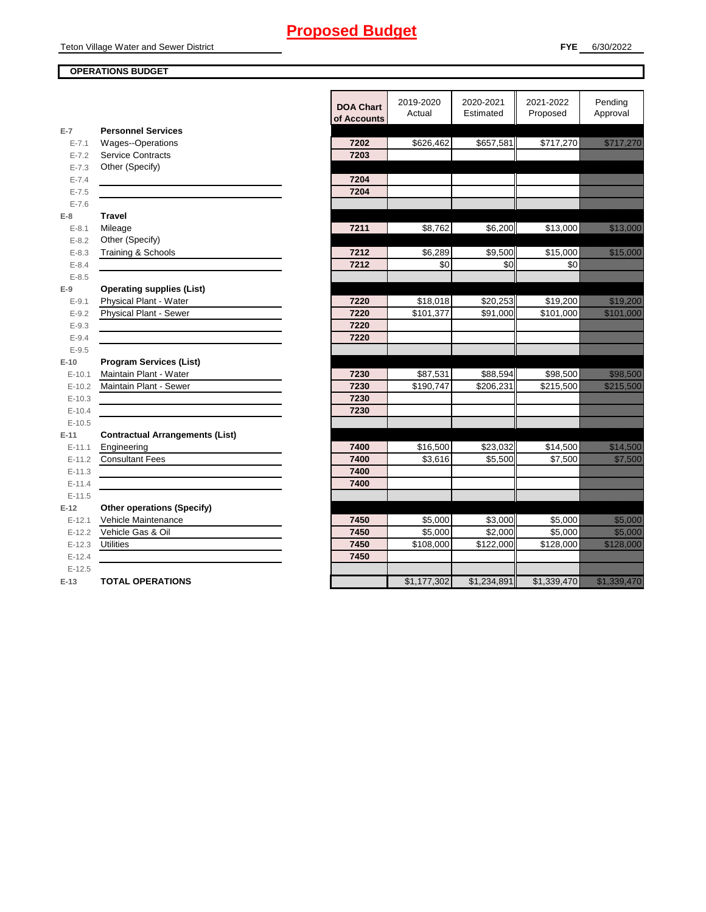# Proposed Budget

Teton Village Water and Sewer District

**FYE** 6/30/2022

**OPERATIONS BUDGET**

| | | DOA Chart of Accounts | 2019-2020 Actual | 2020-2021 Estimated | 2021-2022 Proposed | Pending Approval |
|---|---|---|---|---|---|---|
| **E-7** | **Personnel Services** | | | | | |
| E-7.1 | Wages--Operations | 7202 | $626,462 | $657,581 | $717,270 | $717,270 |
| E-7.2 | Service Contracts | 7203 | | | | |
| E-7.3 | Other (Specify) | | | | | |
| E-7.4 | | 7204 | | | | |
| E-7.5 | | 7204 | | | | |
| E-7.6 | | | | | | |
| **E-8** | **Travel** | | | | | |
| E-8.1 | Mileage | 7211 | $8,762 | $6,200 | $13,000 | $13,000 |
| E-8.2 | Other (Specify) | | | | | |
| E-8.3 | Training & Schools | 7212 | $6,289 | $9,500 | $15,000 | $15,000 |
| E-8.4 | | 7212 | $0 | $0 | $0 | |
| E-8.5 | | | | | | |
| **E-9** | **Operating supplies (List)** | | | | | |
| E-9.1 | Physical Plant - Water | 7220 | $18,018 | $20,253 | $19,200 | $19,200 |
| E-9.2 | Physical Plant - Sewer | 7220 | $101,377 | $91,000 | $101,000 | $101,000 |
| E-9.3 | | 7220 | | | | |
| E-9.4 | | 7220 | | | | |
| E-9.5 | | | | | | |
| **E-10** | **Program Services (List)** | | | | | |
| E-10.1 | Maintain Plant - Water | 7230 | $87,531 | $88,594 | $98,500 | $98,500 |
| E-10.2 | Maintain Plant - Sewer | 7230 | $190,747 | $206,231 | $215,500 | $215,500 |
| E-10.3 | | 7230 | | | | |
| E-10.4 | | 7230 | | | | |
| E-10.5 | | | | | | |
| **E-11** | **Contractual Arrangements (List)** | | | | | |
| E-11.1 | Engineering | 7400 | $16,500 | $23,032 | $14,500 | $14,500 |
| E-11.2 | Consultant Fees | 7400 | $3,616 | $5,500 | $7,500 | $7,500 |
| E-11.3 | | 7400 | | | | |
| E-11.4 | | 7400 | | | | |
| E-11.5 | | | | | | |
| **E-12** | **Other operations (Specify)** | | | | | |
| E-12.1 | Vehicle Maintenance | 7450 | $5,000 | $3,000 | $5,000 | $5,000 |
| E-12.2 | Vehicle Gas & Oil | 7450 | $5,000 | $2,000 | $5,000 | $5,000 |
| E-12.3 | Utilities | 7450 | $108,000 | $122,000 | $128,000 | $128,000 |
| E-12.4 | | 7450 | | | | |
| E-12.5 | | | | | | |
| **E-13** | **TOTAL OPERATIONS** | | $1,177,302 | $1,234,891 | $1,339,470 | $1,339,470 |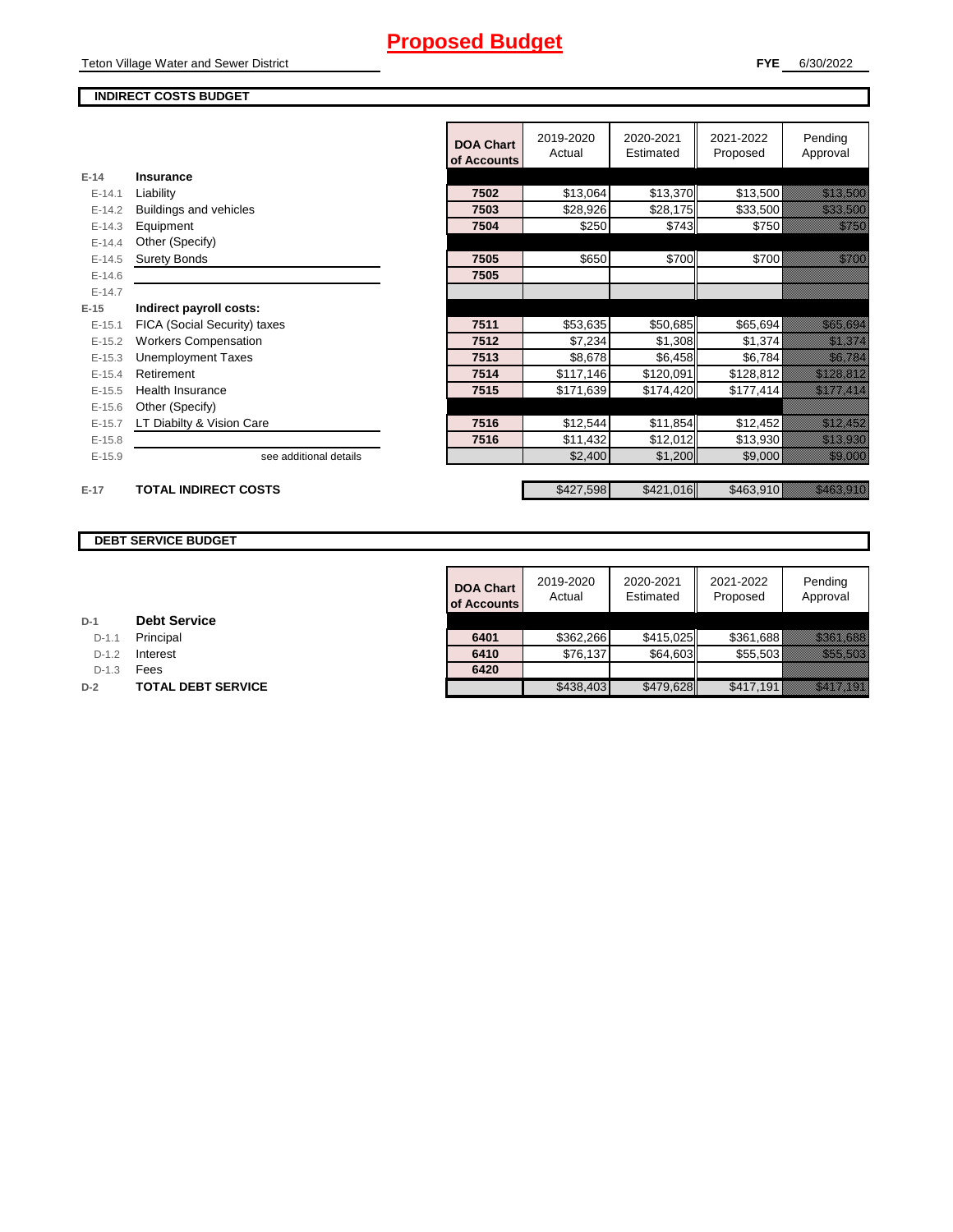# Proposed Budget

Teton Village Water and Sewer District

**FYE** 6/30/2022

## INDIRECT COSTS BUDGET

| | | DOA Chart of Accounts | 2019-2020 Actual | 2020-2021 Estimated | 2021-2022 Proposed | Pending Approval |
|---|---|---|---|---|---|---|
| **E-14** | **Insurance** | | | | | |
| E-14.1 | Liability | 7502 | $13,064 | $13,370 | $13,500 | $13,500 |
| E-14.2 | Buildings and vehicles | 7503 | $28,926 | $28,175 | $33,500 | $33,500 |
| E-14.3 | Equipment | 7504 | $250 | $743 | $750 | $750 |
| E-14.4 | Other (Specify) | | | | | |
| E-14.5 | Surety Bonds | 7505 | $650 | $700 | $700 | $700 |
| E-14.6 | | 7505 | | | | |
| E-14.7 | | | | | | |
| **E-15** | **Indirect payroll costs:** | | | | | |
| E-15.1 | FICA (Social Security) taxes | 7511 | $53,635 | $50,685 | $65,694 | $65,694 |
| E-15.2 | Workers Compensation | 7512 | $7,234 | $1,308 | $1,374 | $1,374 |
| E-15.3 | Unemployment Taxes | 7513 | $8,678 | $6,458 | $6,784 | $6,784 |
| E-15.4 | Retirement | 7514 | $117,146 | $120,091 | $128,812 | $128,812 |
| E-15.5 | Health Insurance | 7515 | $171,639 | $174,420 | $177,414 | $177,414 |
| E-15.6 | Other (Specify) | | | | | |
| E-15.7 | LT Diabilty & Vision Care | 7516 | $12,544 | $11,854 | $12,452 | $12,452 |
| E-15.8 | | 7516 | $11,432 | $12,012 | $13,930 | $13,930 |
| E-15.9 | see additional details | | $2,400 | $1,200 | $9,000 | $9,000 |
| **E-17** | **TOTAL INDIRECT COSTS** | | $427,598 | $421,016 | $463,910 | $463,910 |

## DEBT SERVICE BUDGET

| | | DOA Chart of Accounts | 2019-2020 Actual | 2020-2021 Estimated | 2021-2022 Proposed | Pending Approval |
|---|---|---|---|---|---|---|
| **D-1** | **Debt Service** | | | | | |
| D-1.1 | Principal | 6401 | $362,266 | $415,025 | $361,688 | $361,688 |
| D-1.2 | Interest | 6410 | $76,137 | $64,603 | $55,503 | $55,503 |
| D-1.3 | Fees | 6420 | | | | |
| **D-2** | **TOTAL DEBT SERVICE** | | $438,403 | $479,628 | $417,191 | $417,191 |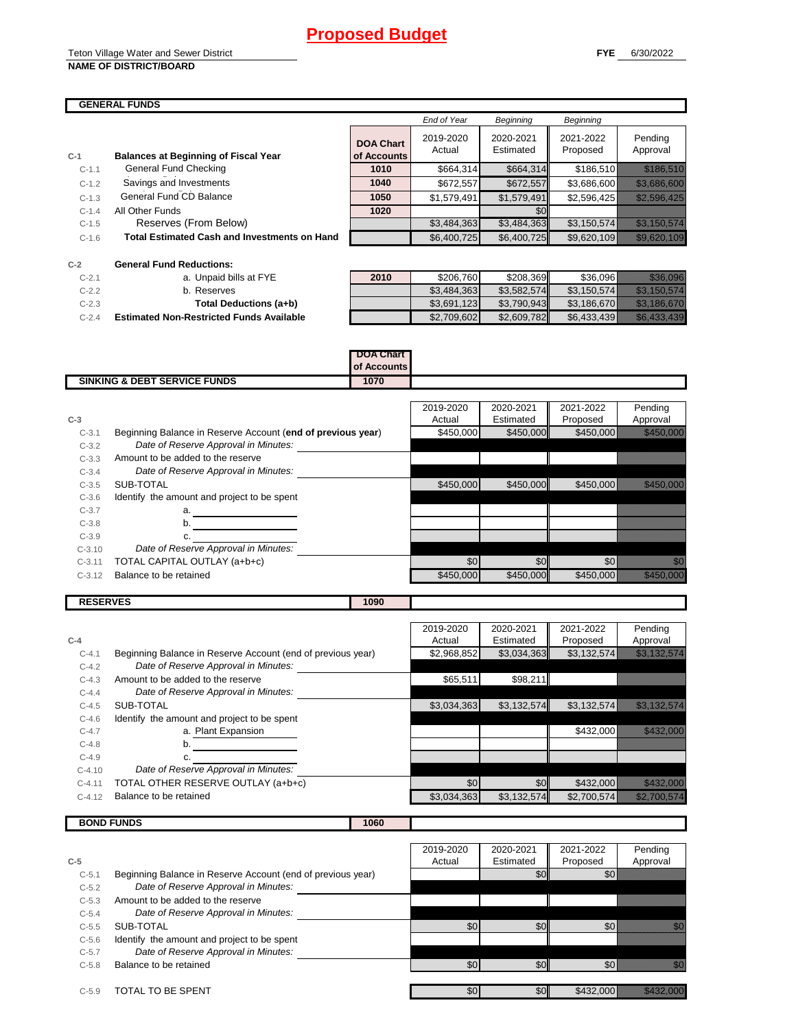# Proposed Budget

Teton Village Water and Sewer District

**NAME OF DISTRICT/BOARD**

**FYE** 6/30/2022

## GENERAL FUNDS

| | | DOA Chart of Accounts | End of Year 2019-2020 Actual | Beginning 2020-2021 Estimated | Beginning 2021-2022 Proposed | Pending Approval |
|---|---|---|---|---|---|---|
| **C-1** | **Balances at Beginning of Fiscal Year** | | | | | |
| C-1.1 | General Fund Checking | 1010 | $664,314 | $664,314 | $186,510 | $186,510 |
| C-1.2 | Savings and Investments | 1040 | $672,557 | $672,557 | $3,686,600 | $3,686,600 |
| C-1.3 | General Fund CD Balance | 1050 | $1,579,491 | $1,579,491 | $2,596,425 | $2,596,425 |
| C-1.4 | All Other Funds | 1020 | | $0 | | |
| C-1.5 | Reserves (From Below) | | $3,484,363 | $3,484,363 | $3,150,574 | $3,150,574 |
| C-1.6 | **Total Estimated Cash and Investments on Hand** | | $6,400,725 | $6,400,725 | $9,620,109 | $9,620,109 |
| **C-2** | **General Fund Reductions:** | | | | | |
| C-2.1 | a. Unpaid bills at FYE | 2010 | $206,760 | $208,369 | $36,096 | $36,096 |
| C-2.2 | b. Reserves | | $3,484,363 | $3,582,574 | $3,150,574 | $3,150,574 |
| C-2.3 | **Total Deductions (a+b)** | | $3,691,123 | $3,790,943 | $3,186,670 | $3,186,670 |
| C-2.4 | **Estimated Non-Restricted Funds Available** | | $2,709,602 | $2,609,782 | $6,433,439 | $6,433,439 |

## SINKING & DEBT SERVICE FUNDS (DOA Chart of Accounts 1070)

| **C-3** | | 2019-2020 Actual | 2020-2021 Estimated | 2021-2022 Proposed | Pending Approval |
|---|---|---|---|---|---|
| C-3.1 | Beginning Balance in Reserve Account (**end of previous year**) | $450,000 | $450,000 | $450,000 | $450,000 |
| C-3.2 | *Date of Reserve Approval in Minutes:* | | | | |
| C-3.3 | Amount to be added to the reserve | | | | |
| C-3.4 | *Date of Reserve Approval in Minutes:* | | | | |
| C-3.5 | SUB-TOTAL | $450,000 | $450,000 | $450,000 | $450,000 |
| C-3.6 | Identify the amount and project to be spent | | | | |
| C-3.7 | a. | | | | |
| C-3.8 | b. | | | | |
| C-3.9 | c. | | | | |
| C-3.10 | *Date of Reserve Approval in Minutes:* | | | | |
| C-3.11 | TOTAL CAPITAL OUTLAY (a+b+c) | $0 | $0 | $0 | $0 |
| C-3.12 | Balance to be retained | $450,000 | $450,000 | $450,000 | $450,000 |

## RESERVES (1090)

| **C-4** | | 2019-2020 Actual | 2020-2021 Estimated | 2021-2022 Proposed | Pending Approval |
|---|---|---|---|---|---|
| C-4.1 | Beginning Balance in Reserve Account (end of previous year) | $2,968,852 | $3,034,363 | $3,132,574 | $3,132,574 |
| C-4.2 | *Date of Reserve Approval in Minutes:* | | | | |
| C-4.3 | Amount to be added to the reserve | $65,511 | $98,211 | | |
| C-4.4 | *Date of Reserve Approval in Minutes:* | | | | |
| C-4.5 | SUB-TOTAL | $3,034,363 | $3,132,574 | $3,132,574 | $3,132,574 |
| C-4.6 | Identify the amount and project to be spent | | | | |
| C-4.7 | a. Plant Expansion | | | $432,000 | $432,000 |
| C-4.8 | b. | | | | |
| C-4.9 | c. | | | | |
| C-4.10 | *Date of Reserve Approval in Minutes:* | | | | |
| C-4.11 | TOTAL OTHER RESERVE OUTLAY (a+b+c) | $0 | $0 | $432,000 | $432,000 |
| C-4.12 | Balance to be retained | $3,034,363 | $3,132,574 | $2,700,574 | $2,700,574 |

## BOND FUNDS (1060)

| **C-5** | | 2019-2020 Actual | 2020-2021 Estimated | 2021-2022 Proposed | Pending Approval |
|---|---|---|---|---|---|
| C-5.1 | Beginning Balance in Reserve Account (end of previous year) | | $0 | $0 | |
| C-5.2 | *Date of Reserve Approval in Minutes:* | | | | |
| C-5.3 | Amount to be added to the reserve | | | | |
| C-5.4 | *Date of Reserve Approval in Minutes:* | | | | |
| C-5.5 | SUB-TOTAL | $0 | $0 | $0 | $0 |
| C-5.6 | Identify the amount and project to be spent | | | | |
| C-5.7 | *Date of Reserve Approval in Minutes:* | | | | |
| C-5.8 | Balance to be retained | $0 | $0 | $0 | $0 |
| C-5.9 | TOTAL TO BE SPENT | $0 | $0 | $432,000 | $432,000 |